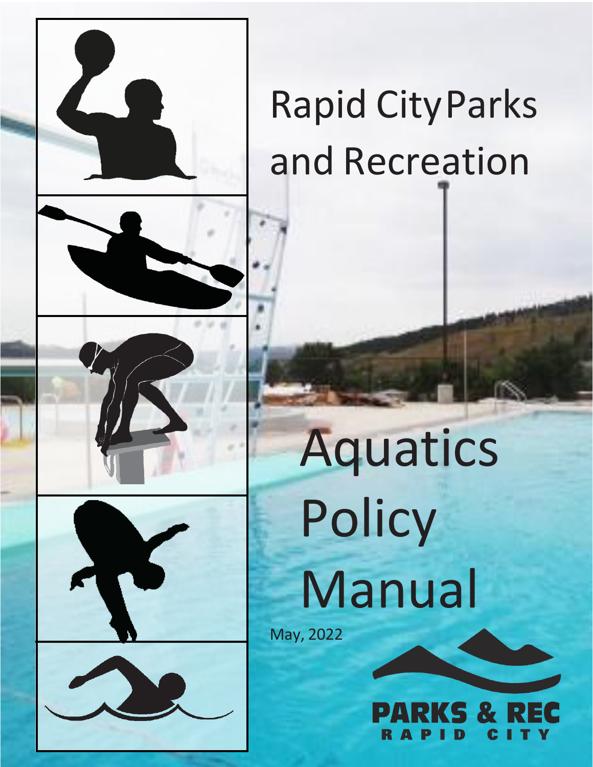# Rapid City Parks and Recreation

# Aquatics Policy Manual

May, 2022

PARKS & REC
RAPID CITY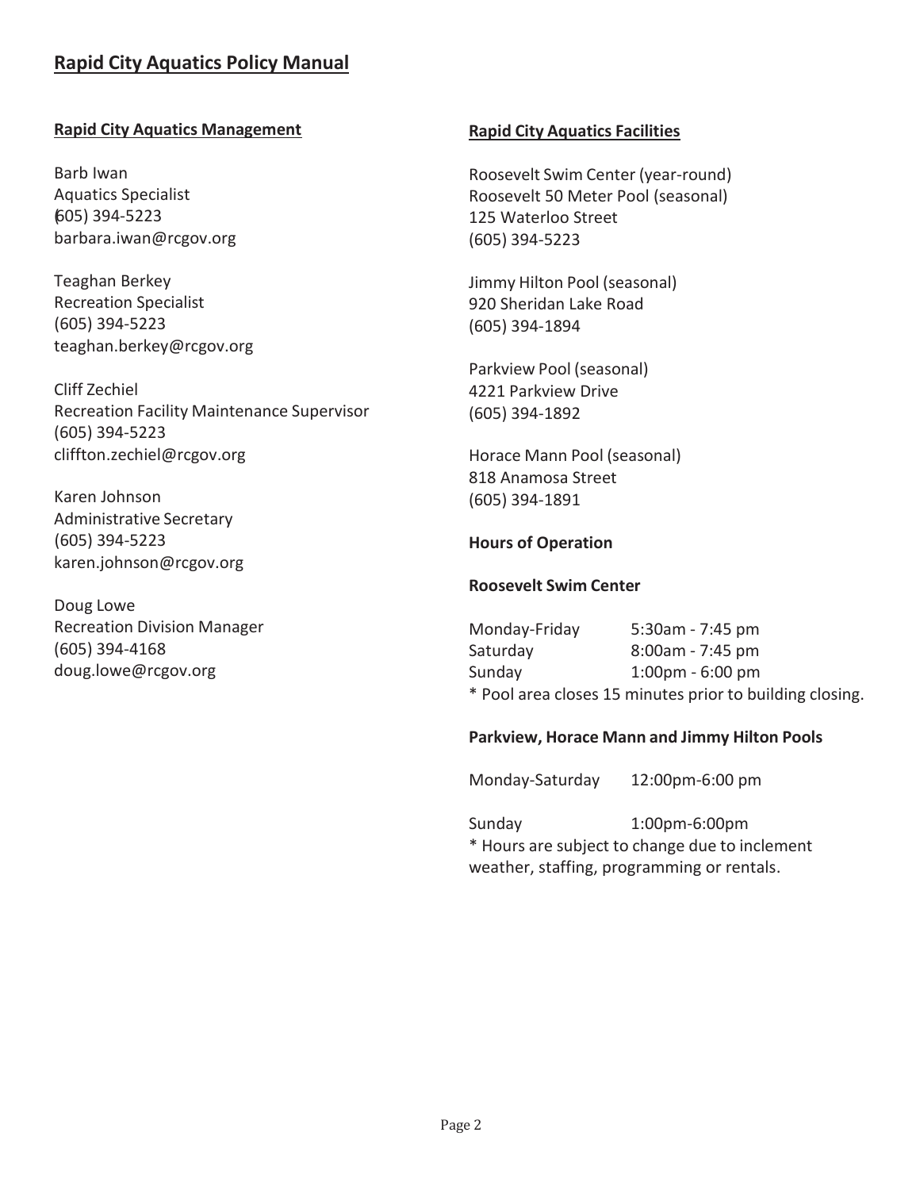# Rapid City Aquatics Policy Manual

## Rapid City Aquatics Management

Barb Iwan
Aquatics Specialist
(605) 394-5223
barbara.iwan@rcgov.org

Teaghan Berkey
Recreation Specialist
(605) 394-5223
teaghan.berkey@rcgov.org

Cliff Zechiel
Recreation Facility Maintenance Supervisor
(605) 394-5223
cliffton.zechiel@rcgov.org

Karen Johnson
Administrative Secretary
(605) 394-5223
karen.johnson@rcgov.org

Doug Lowe
Recreation Division Manager
(605) 394-4168
doug.lowe@rcgov.org

## Rapid City Aquatics Facilities

Roosevelt Swim Center (year-round)
Roosevelt 50 Meter Pool (seasonal)
125 Waterloo Street
(605) 394-5223

Jimmy Hilton Pool (seasonal)
920 Sheridan Lake Road
(605) 394-1894

Parkview Pool (seasonal)
4221 Parkview Drive
(605) 394-1892

Horace Mann Pool (seasonal)
818 Anamosa Street
(605) 394-1891

### Hours of Operation

#### Roosevelt Swim Center

| | |
|---|---|
| Monday-Friday | 5:30am - 7:45 pm |
| Saturday | 8:00am - 7:45 pm |
| Sunday | 1:00pm - 6:00 pm |

* Pool area closes 15 minutes prior to building closing.

#### Parkview, Horace Mann and Jimmy Hilton Pools

| | |
|---|---|
| Monday-Saturday | 12:00pm-6:00 pm |
| Sunday | 1:00pm-6:00pm |

* Hours are subject to change due to inclement weather, staffing, programming or rentals.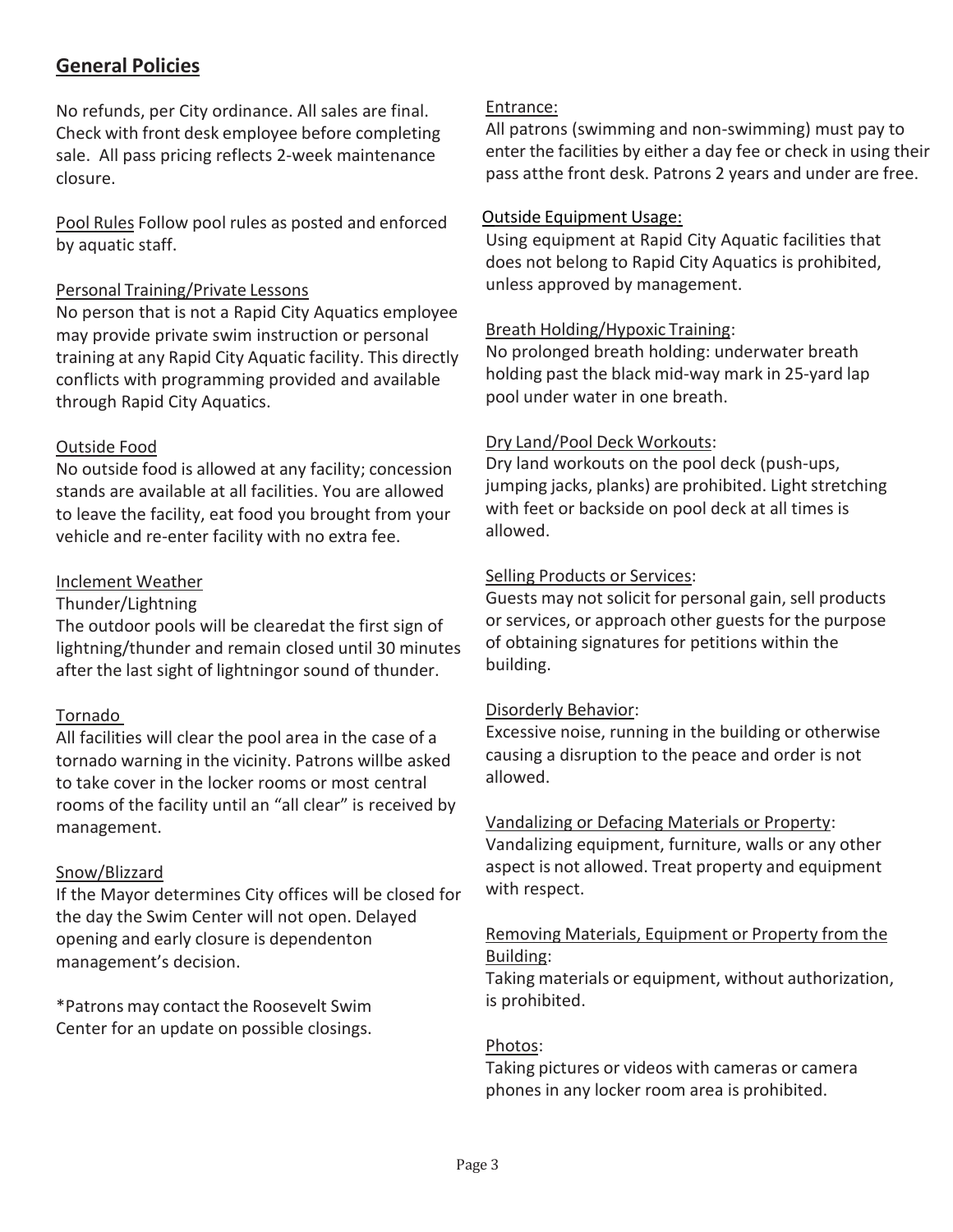## General Policies

No refunds, per City ordinance. All sales are final. Check with front desk employee before completing sale. All pass pricing reflects 2-week maintenance closure.

Pool Rules Follow pool rules as posted and enforced by aquatic staff.

Personal Training/Private Lessons
No person that is not a Rapid City Aquatics employee may provide private swim instruction or personal training at any Rapid City Aquatic facility. This directly conflicts with programming provided and available through Rapid City Aquatics.

Outside Food
No outside food is allowed at any facility; concession stands are available at all facilities. You are allowed to leave the facility, eat food you brought from your vehicle and re-enter facility with no extra fee.

Inclement Weather
Thunder/Lightning
The outdoor pools will be clearedat the first sign of lightning/thunder and remain closed until 30 minutes after the last sight of lightningor sound of thunder.

Tornado
All facilities will clear the pool area in the case of a tornado warning in the vicinity. Patrons willbe asked to take cover in the locker rooms or most central rooms of the facility until an "all clear" is received by management.

Snow/Blizzard
If the Mayor determines City offices will be closed for the day the Swim Center will not open. Delayed opening and early closure is dependenton management's decision.

*Patrons may contact the Roosevelt Swim Center for an update on possible closings.

Entrance:
All patrons (swimming and non-swimming) must pay to enter the facilities by either a day fee or check in using their pass atthe front desk. Patrons 2 years and under are free.

Outside Equipment Usage:
Using equipment at Rapid City Aquatic facilities that does not belong to Rapid City Aquatics is prohibited, unless approved by management.

Breath Holding/Hypoxic Training:
No prolonged breath holding: underwater breath holding past the black mid-way mark in 25-yard lap pool under water in one breath.

Dry Land/Pool Deck Workouts:
Dry land workouts on the pool deck (push-ups, jumping jacks, planks) are prohibited. Light stretching with feet or backside on pool deck at all times is allowed.

Selling Products or Services:
Guests may not solicit for personal gain, sell products or services, or approach other guests for the purpose of obtaining signatures for petitions within the building.

Disorderly Behavior:
Excessive noise, running in the building or otherwise causing a disruption to the peace and order is not allowed.

Vandalizing or Defacing Materials or Property:
Vandalizing equipment, furniture, walls or any other aspect is not allowed. Treat property and equipment with respect.

Removing Materials, Equipment or Property from the Building:
Taking materials or equipment, without authorization, is prohibited.

Photos:
Taking pictures or videos with cameras or camera phones in any locker room area is prohibited.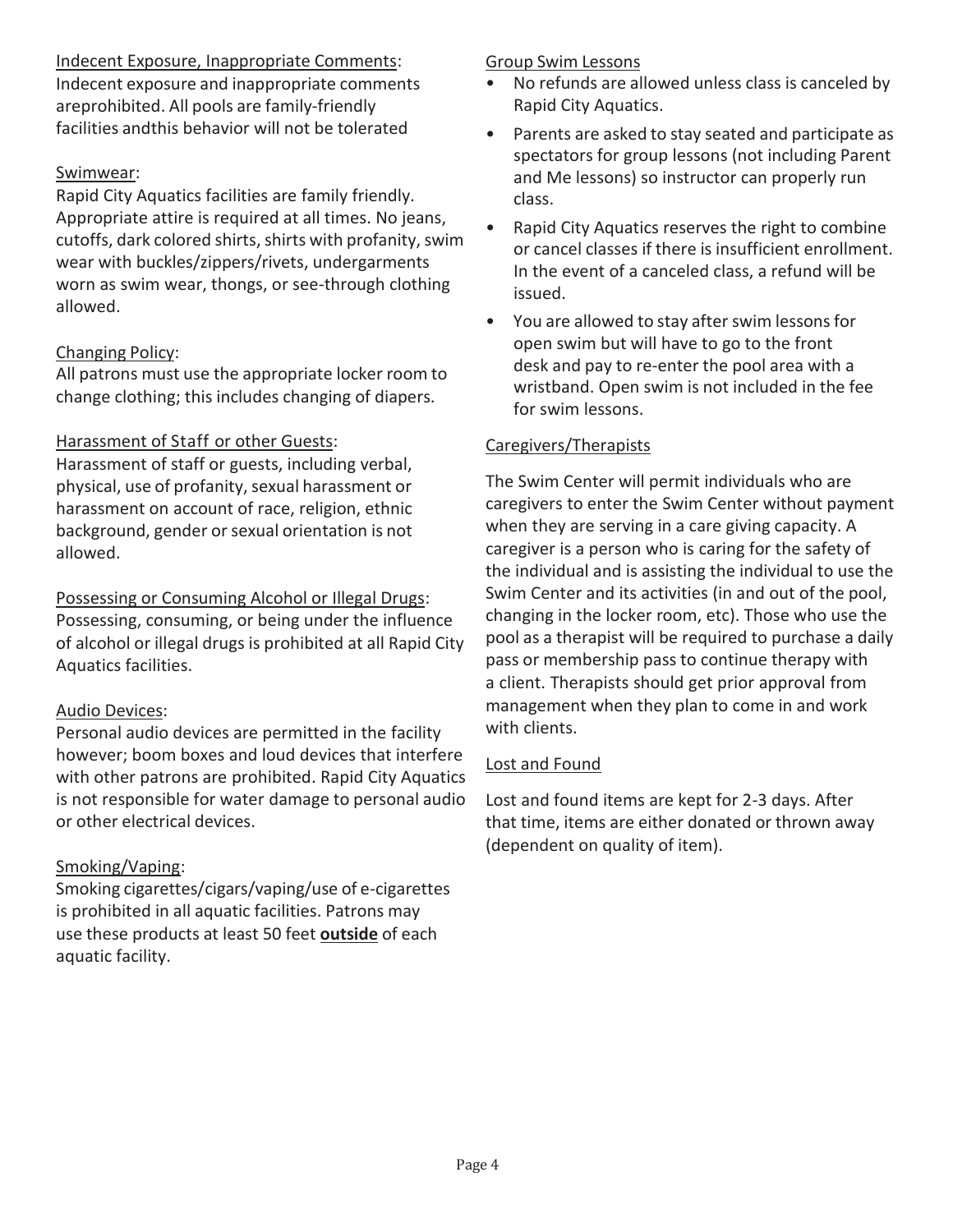Indecent Exposure, Inappropriate Comments:
Indecent exposure and inappropriate comments areprohibited. All pools are family-friendly facilities andthis behavior will not be tolerated

Swimwear:
Rapid City Aquatics facilities are family friendly. Appropriate attire is required at all times. No jeans, cutoffs, dark colored shirts, shirts with profanity, swim wear with buckles/zippers/rivets, undergarments worn as swim wear, thongs, or see-through clothing allowed.

Changing Policy:
All patrons must use the appropriate locker room to change clothing; this includes changing of diapers.

Harassment of Staff or other Guests:
Harassment of staff or guests, including verbal, physical, use of profanity, sexual harassment or harassment on account of race, religion, ethnic background, gender or sexual orientation is not allowed.

Possessing or Consuming Alcohol or Illegal Drugs:
Possessing, consuming, or being under the influence of alcohol or illegal drugs is prohibited at all Rapid City Aquatics facilities.

Audio Devices:
Personal audio devices are permitted in the facility however; boom boxes and loud devices that interfere with other patrons are prohibited. Rapid City Aquatics is not responsible for water damage to personal audio or other electrical devices.

Smoking/Vaping:
Smoking cigarettes/cigars/vaping/use of e-cigarettes is prohibited in all aquatic facilities. Patrons may use these products at least 50 feet **outside** of each aquatic facility.

Group Swim Lessons

- No refunds are allowed unless class is canceled by Rapid City Aquatics.
- Parents are asked to stay seated and participate as spectators for group lessons (not including Parent and Me lessons) so instructor can properly run class.
- Rapid City Aquatics reserves the right to combine or cancel classes if there is insufficient enrollment. In the event of a canceled class, a refund will be issued.
- You are allowed to stay after swim lessons for open swim but will have to go to the front desk and pay to re-enter the pool area with a wristband. Open swim is not included in the fee for swim lessons.

Caregivers/Therapists

The Swim Center will permit individuals who are caregivers to enter the Swim Center without payment when they are serving in a care giving capacity. A caregiver is a person who is caring for the safety of the individual and is assisting the individual to use the Swim Center and its activities (in and out of the pool, changing in the locker room, etc). Those who use the pool as a therapist will be required to purchase a daily pass or membership pass to continue therapy with a client. Therapists should get prior approval from management when they plan to come in and work with clients.

Lost and Found

Lost and found items are kept for 2-3 days. After that time, items are either donated or thrown away (dependent on quality of item).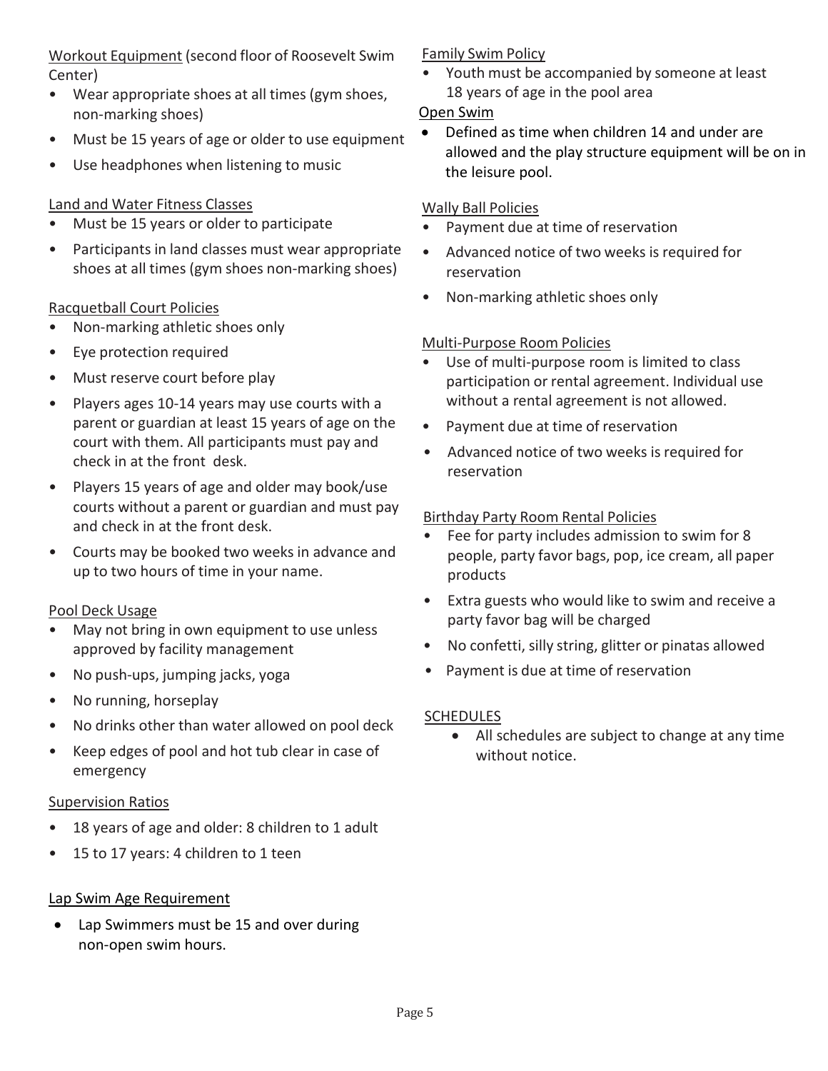Workout Equipment (second floor of Roosevelt Swim Center)

- Wear appropriate shoes at all times (gym shoes, non-marking shoes)
- Must be 15 years of age or older to use equipment
- Use headphones when listening to music

Land and Water Fitness Classes

- Must be 15 years or older to participate
- Participants in land classes must wear appropriate shoes at all times (gym shoes non-marking shoes)

Racquetball Court Policies

- Non-marking athletic shoes only
- Eye protection required
- Must reserve court before play
- Players ages 10-14 years may use courts with a parent or guardian at least 15 years of age on the court with them. All participants must pay and check in at the front desk.
- Players 15 years of age and older may book/use courts without a parent or guardian and must pay and check in at the front desk.
- Courts may be booked two weeks in advance and up to two hours of time in your name.

Pool Deck Usage

- May not bring in own equipment to use unless approved by facility management
- No push-ups, jumping jacks, yoga
- No running, horseplay
- No drinks other than water allowed on pool deck
- Keep edges of pool and hot tub clear in case of emergency

Supervision Ratios

- 18 years of age and older: 8 children to 1 adult
- 15 to 17 years: 4 children to 1 teen

Lap Swim Age Requirement

- Lap Swimmers must be 15 and over during non-open swim hours.

Family Swim Policy

- Youth must be accompanied by someone at least 18 years of age in the pool area

Open Swim

- Defined as time when children 14 and under are allowed and the play structure equipment will be on in the leisure pool.

Wally Ball Policies

- Payment due at time of reservation
- Advanced notice of two weeks is required for reservation
- Non-marking athletic shoes only

Multi-Purpose Room Policies

- Use of multi-purpose room is limited to class participation or rental agreement. Individual use without a rental agreement is not allowed.
- Payment due at time of reservation
- Advanced notice of two weeks is required for reservation

Birthday Party Room Rental Policies

- Fee for party includes admission to swim for 8 people, party favor bags, pop, ice cream, all paper products
- Extra guests who would like to swim and receive a party favor bag will be charged
- No confetti, silly string, glitter or pinatas allowed
- Payment is due at time of reservation

SCHEDULES

- All schedules are subject to change at any time without notice.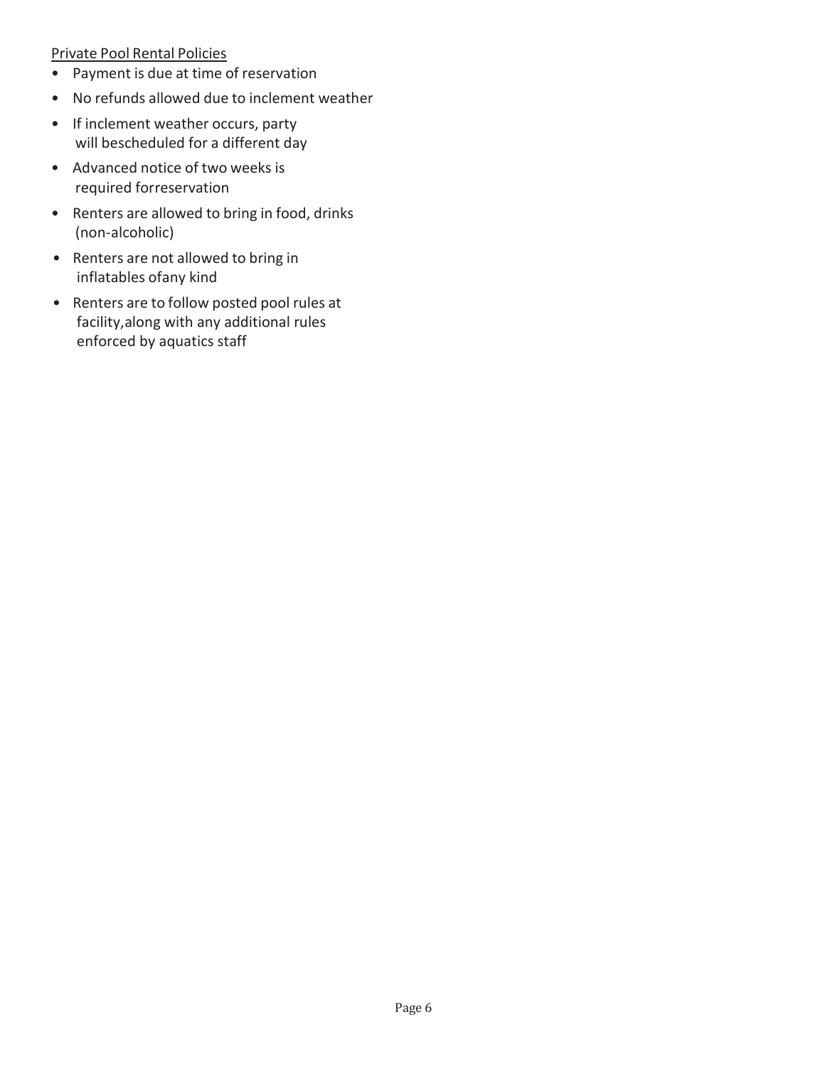Private Pool Rental Policies

- Payment is due at time of reservation
- No refunds allowed due to inclement weather
- If inclement weather occurs, party will bescheduled for a different day
- Advanced notice of two weeks is required forreservation
- Renters are allowed to bring in food, drinks (non-alcoholic)
- Renters are not allowed to bring in inflatables ofany kind
- Renters are to follow posted pool rules at facility,along with any additional rules enforced by aquatics staff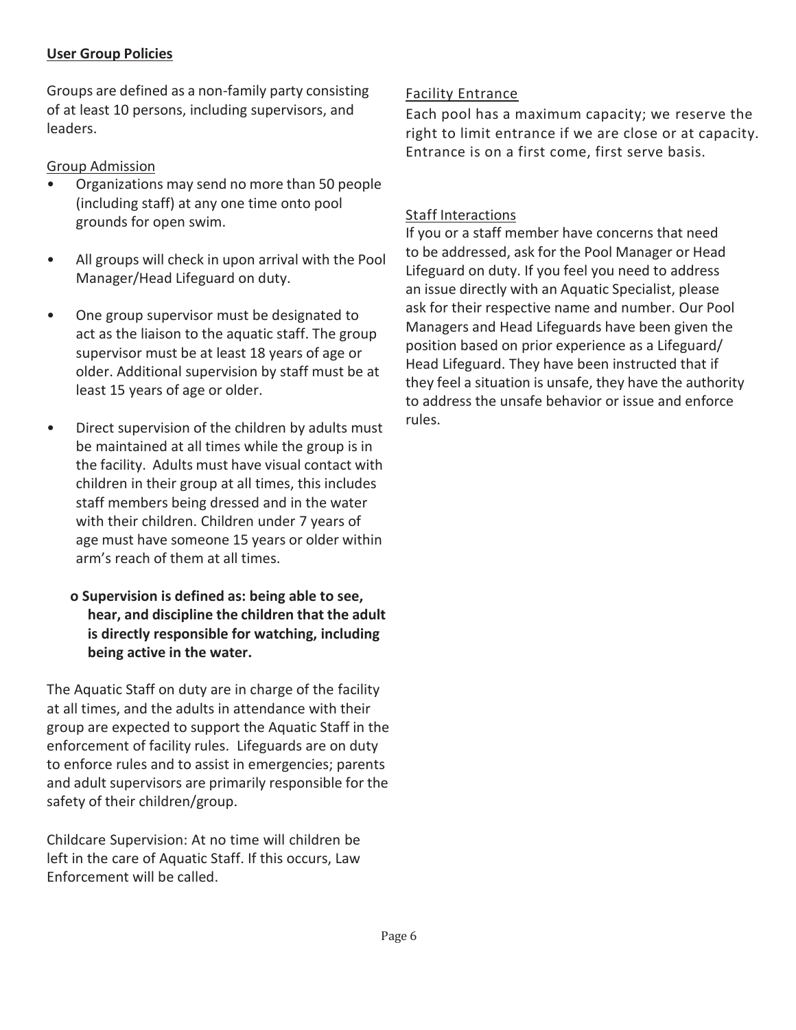## User Group Policies

Groups are defined as a non-family party consisting of at least 10 persons, including supervisors, and leaders.

### Group Admission

- Organizations may send no more than 50 people (including staff) at any one time onto pool grounds for open swim.
- All groups will check in upon arrival with the Pool Manager/Head Lifeguard on duty.
- One group supervisor must be designated to act as the liaison to the aquatic staff. The group supervisor must be at least 18 years of age or older. Additional supervision by staff must be at least 15 years of age or older.
- Direct supervision of the children by adults must be maintained at all times while the group is in the facility. Adults must have visual contact with children in their group at all times, this includes staff members being dressed and in the water with their children. Children under 7 years of age must have someone 15 years or older within arm's reach of them at all times.
  - **Supervision is defined as: being able to see, hear, and discipline the children that the adult is directly responsible for watching, including being active in the water.**

The Aquatic Staff on duty are in charge of the facility at all times, and the adults in attendance with their group are expected to support the Aquatic Staff in the enforcement of facility rules. Lifeguards are on duty to enforce rules and to assist in emergencies; parents and adult supervisors are primarily responsible for the safety of their children/group.

Childcare Supervision: At no time will children be left in the care of Aquatic Staff. If this occurs, Law Enforcement will be called.

### Facility Entrance

Each pool has a maximum capacity; we reserve the right to limit entrance if we are close or at capacity. Entrance is on a first come, first serve basis.

### Staff Interactions

If you or a staff member have concerns that need to be addressed, ask for the Pool Manager or Head Lifeguard on duty. If you feel you need to address an issue directly with an Aquatic Specialist, please ask for their respective name and number. Our Pool Managers and Head Lifeguards have been given the position based on prior experience as a Lifeguard/ Head Lifeguard. They have been instructed that if they feel a situation is unsafe, they have the authority to address the unsafe behavior or issue and enforce rules.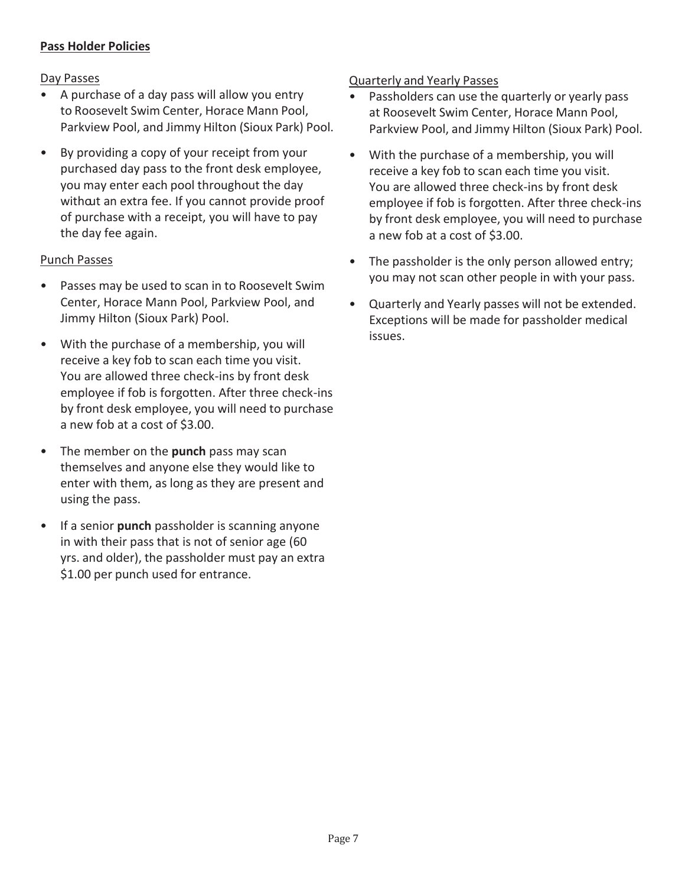## Pass Holder Policies

### Day Passes

- A purchase of a day pass will allow you entry to Roosevelt Swim Center, Horace Mann Pool, Parkview Pool, and Jimmy Hilton (Sioux Park) Pool.
- By providing a copy of your receipt from your purchased day pass to the front desk employee, you may enter each pool throughout the day without an extra fee. If you cannot provide proof of purchase with a receipt, you will have to pay the day fee again.

### Punch Passes

- Passes may be used to scan in to Roosevelt Swim Center, Horace Mann Pool, Parkview Pool, and Jimmy Hilton (Sioux Park) Pool.
- With the purchase of a membership, you will receive a key fob to scan each time you visit. You are allowed three check-ins by front desk employee if fob is forgotten. After three check-ins by front desk employee, you will need to purchase a new fob at a cost of $3.00.
- The member on the **punch** pass may scan themselves and anyone else they would like to enter with them, as long as they are present and using the pass.
- If a senior **punch** passholder is scanning anyone in with their pass that is not of senior age (60 yrs. and older), the passholder must pay an extra $1.00 per punch used for entrance.

### Quarterly and Yearly Passes

- Passholders can use the quarterly or yearly pass at Roosevelt Swim Center, Horace Mann Pool, Parkview Pool, and Jimmy Hilton (Sioux Park) Pool.
- With the purchase of a membership, you will receive a key fob to scan each time you visit. You are allowed three check-ins by front desk employee if fob is forgotten. After three check-ins by front desk employee, you will need to purchase a new fob at a cost of $3.00.
- The passholder is the only person allowed entry; you may not scan other people in with your pass.
- Quarterly and Yearly passes will not be extended. Exceptions will be made for passholder medical issues.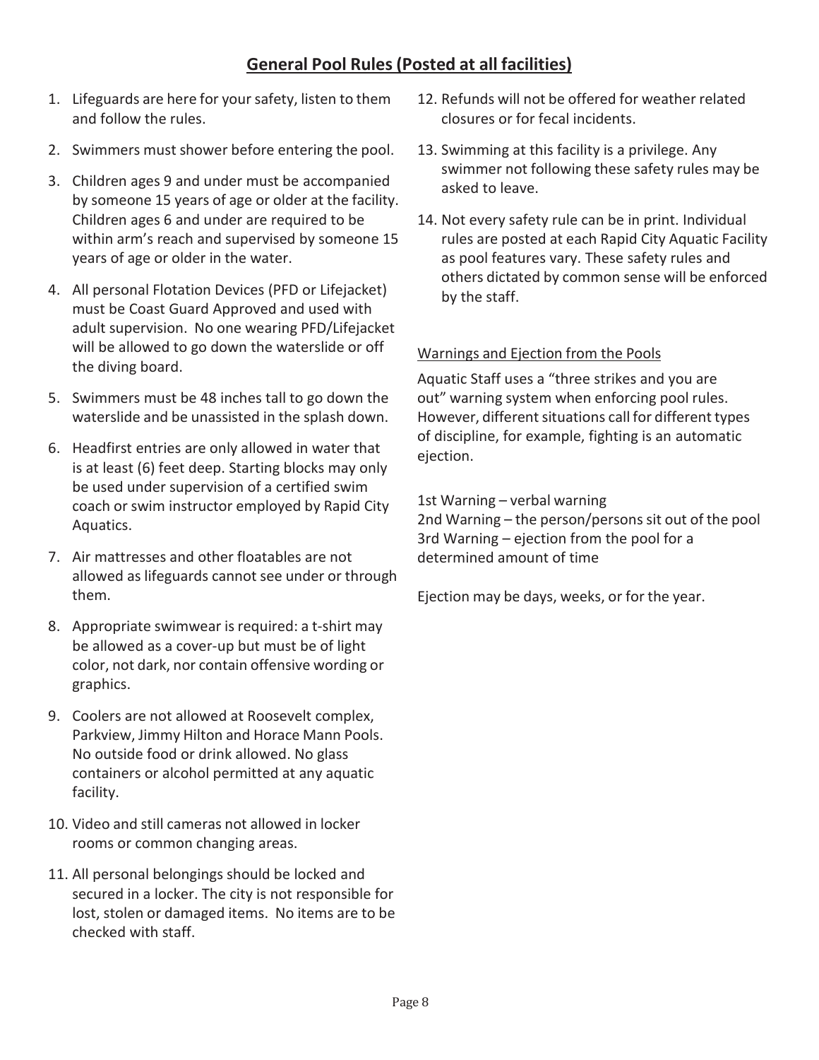## General Pool Rules (Posted at all facilities)

1. Lifeguards are here for your safety, listen to them and follow the rules.
2. Swimmers must shower before entering the pool.
3. Children ages 9 and under must be accompanied by someone 15 years of age or older at the facility. Children ages 6 and under are required to be within arm's reach and supervised by someone 15 years of age or older in the water.
4. All personal Flotation Devices (PFD or Lifejacket) must be Coast Guard Approved and used with adult supervision. No one wearing PFD/Lifejacket will be allowed to go down the waterslide or off the diving board.
5. Swimmers must be 48 inches tall to go down the waterslide and be unassisted in the splash down.
6. Headfirst entries are only allowed in water that is at least (6) feet deep. Starting blocks may only be used under supervision of a certified swim coach or swim instructor employed by Rapid City Aquatics.
7. Air mattresses and other floatables are not allowed as lifeguards cannot see under or through them.
8. Appropriate swimwear is required: a t-shirt may be allowed as a cover-up but must be of light color, not dark, nor contain offensive wording or graphics.
9. Coolers are not allowed at Roosevelt complex, Parkview, Jimmy Hilton and Horace Mann Pools. No outside food or drink allowed. No glass containers or alcohol permitted at any aquatic facility.
10. Video and still cameras not allowed in locker rooms or common changing areas.
11. All personal belongings should be locked and secured in a locker. The city is not responsible for lost, stolen or damaged items. No items are to be checked with staff.
12. Refunds will not be offered for weather related closures or for fecal incidents.
13. Swimming at this facility is a privilege. Any swimmer not following these safety rules may be asked to leave.
14. Not every safety rule can be in print. Individual rules are posted at each Rapid City Aquatic Facility as pool features vary. These safety rules and others dictated by common sense will be enforced by the staff.

Warnings and Ejection from the Pools

Aquatic Staff uses a "three strikes and you are out" warning system when enforcing pool rules. However, different situations call for different types of discipline, for example, fighting is an automatic ejection.

1st Warning – verbal warning
2nd Warning – the person/persons sit out of the pool
3rd Warning – ejection from the pool for a determined amount of time

Ejection may be days, weeks, or for the year.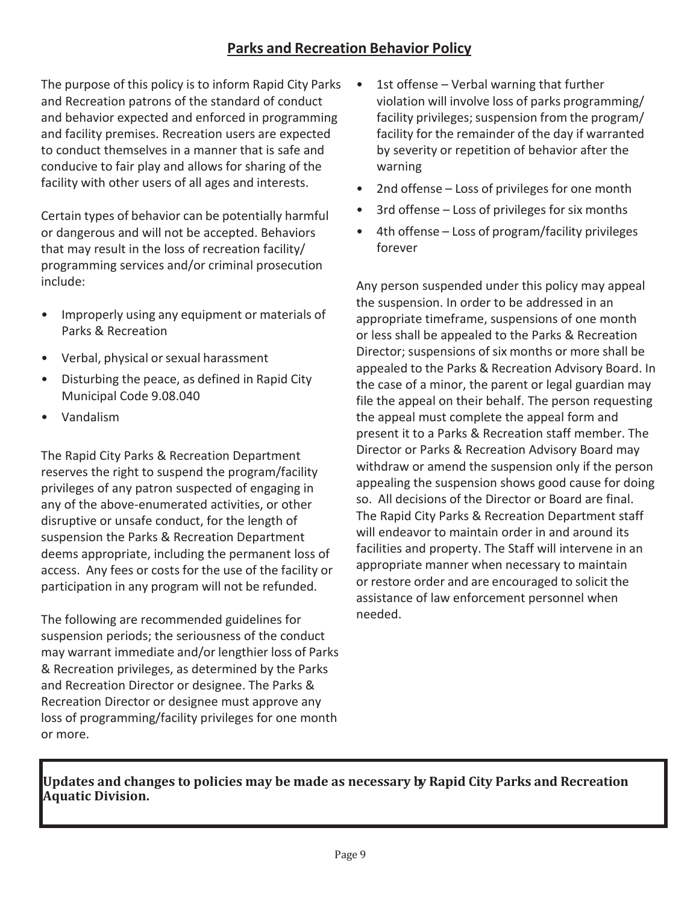## Parks and Recreation Behavior Policy

The purpose of this policy is to inform Rapid City Parks and Recreation patrons of the standard of conduct and behavior expected and enforced in programming and facility premises. Recreation users are expected to conduct themselves in a manner that is safe and conducive to fair play and allows for sharing of the facility with other users of all ages and interests.

Certain types of behavior can be potentially harmful or dangerous and will not be accepted. Behaviors that may result in the loss of recreation facility/ programming services and/or criminal prosecution include:

- Improperly using any equipment or materials of Parks & Recreation
- Verbal, physical or sexual harassment
- Disturbing the peace, as defined in Rapid City Municipal Code 9.08.040
- Vandalism

The Rapid City Parks & Recreation Department reserves the right to suspend the program/facility privileges of any patron suspected of engaging in any of the above-enumerated activities, or other disruptive or unsafe conduct, for the length of suspension the Parks & Recreation Department deems appropriate, including the permanent loss of access. Any fees or costs for the use of the facility or participation in any program will not be refunded.

The following are recommended guidelines for suspension periods; the seriousness of the conduct may warrant immediate and/or lengthier loss of Parks & Recreation privileges, as determined by the Parks and Recreation Director or designee. The Parks & Recreation Director or designee must approve any loss of programming/facility privileges for one month or more.

- 1st offense – Verbal warning that further violation will involve loss of parks programming/ facility privileges; suspension from the program/ facility for the remainder of the day if warranted by severity or repetition of behavior after the warning
- 2nd offense – Loss of privileges for one month
- 3rd offense – Loss of privileges for six months
- 4th offense – Loss of program/facility privileges forever

Any person suspended under this policy may appeal the suspension. In order to be addressed in an appropriate timeframe, suspensions of one month or less shall be appealed to the Parks & Recreation Director; suspensions of six months or more shall be appealed to the Parks & Recreation Advisory Board. In the case of a minor, the parent or legal guardian may file the appeal on their behalf. The person requesting the appeal must complete the appeal form and present it to a Parks & Recreation staff member. The Director or Parks & Recreation Advisory Board may withdraw or amend the suspension only if the person appealing the suspension shows good cause for doing so. All decisions of the Director or Board are final. The Rapid City Parks & Recreation Department staff will endeavor to maintain order in and around its facilities and property. The Staff will intervene in an appropriate manner when necessary to maintain or restore order and are encouraged to solicit the assistance of law enforcement personnel when needed.

**Updates and changes to policies may be made as necessary by Rapid City Parks and Recreation Aquatic Division.**